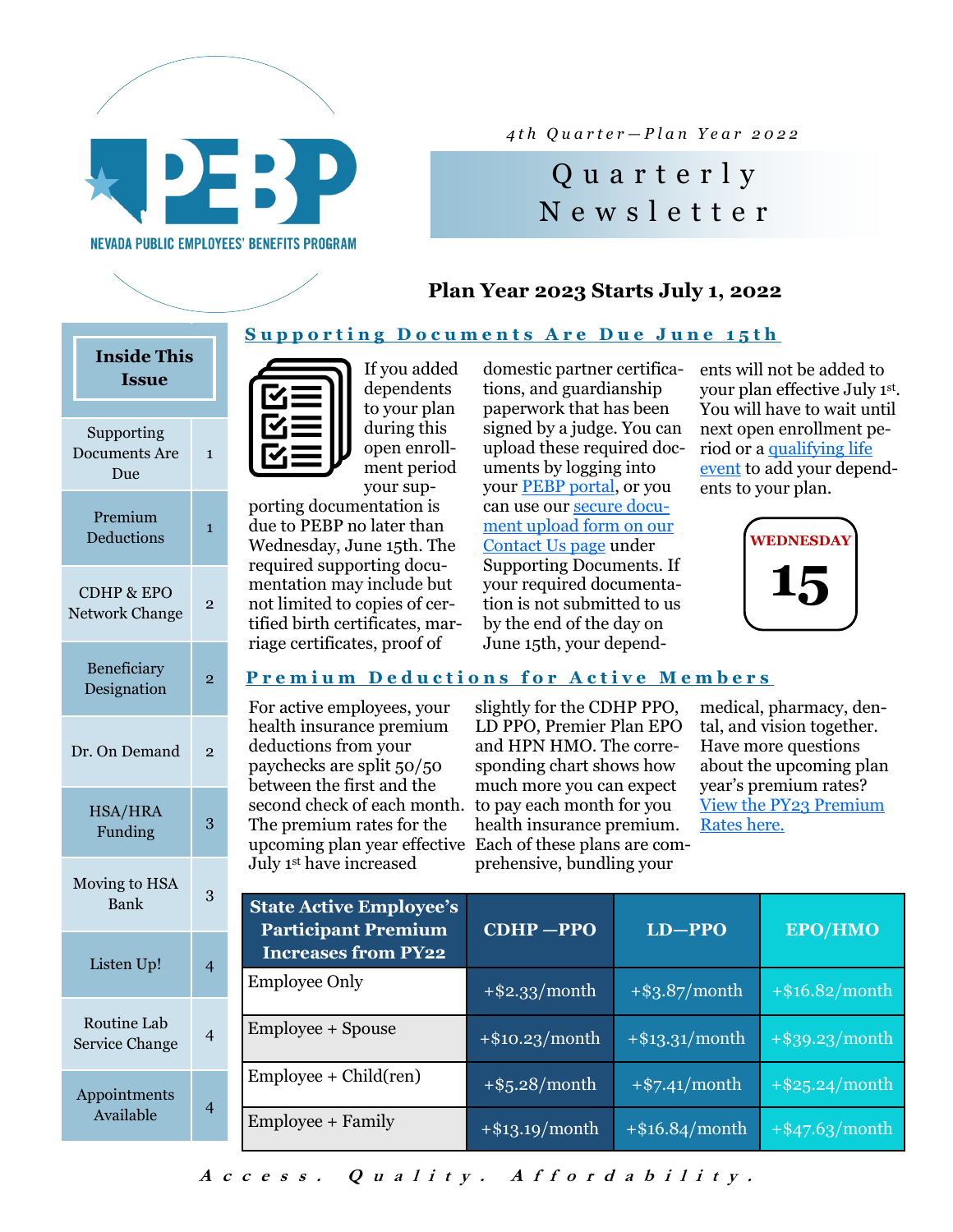NEVADA PUBLIC EMPLOYEES' BENEFITS PROGRAM

*4th Quarter—Plan Year 2022*

# Quarterly Newsletter

## Plan Year 2023 Starts July 1, 2022

| Inside This Issue | |
|---|---|
| Supporting Documents Are Due | 1 |
| Premium Deductions | 1 |
| CDHP & EPO Network Change | 2 |
| Beneficiary Designation | 2 |
| Dr. On Demand | 2 |
| HSA/HRA Funding | 3 |
| Moving to HSA Bank | 3 |
| Listen Up! | 4 |
| Routine Lab Service Change | 4 |
| Appointments Available | 4 |

### Supporting Documents Are Due June 15th

If you added dependents to your plan during this open enrollment period your supporting documentation is due to PEBP no later than Wednesday, June 15th. The required supporting documentation may include but not limited to copies of certified birth certificates, marriage certificates, proof of domestic partner certifications, and guardianship paperwork that has been signed by a judge. You can upload these required documents by logging into your PEBP portal, or you can use our secure document upload form on our Contact Us page under Supporting Documents. If your required documentation is not submitted to us by the end of the day on June 15th, your dependents will not be added to your plan effective July 1st. You will have to wait until next open enrollment period or a qualifying life event to add your dependents to your plan.

WEDNESDAY 15

### Premium Deductions for Active Members

For active employees, your health insurance premium deductions from your paychecks are split 50/50 between the first and the second check of each month. The premium rates for the upcoming plan year effective July 1st have increased slightly for the CDHP PPO, LD PPO, Premier Plan EPO and HPN HMO. The corresponding chart shows how much more you can expect to pay each month for you health insurance premium. Each of these plans are comprehensive, bundling your medical, pharmacy, dental, and vision together. Have more questions about the upcoming plan year's premium rates? View the PY23 Premium Rates here.

| State Active Employee's Participant Premium Increases from PY22 | CDHP —PPO | LD—PPO | EPO/HMO |
|---|---|---|---|
| Employee Only | +$2.33/month | +$3.87/month | +$16.82/month |
| Employee + Spouse | +$10.23/month | +$13.31/month | +$39.23/month |
| Employee + Child(ren) | +$5.28/month | +$7.41/month | +$25.24/month |
| Employee + Family | +$13.19/month | +$16.84/month | +$47.63/month |

***Access. Quality. Affordability.***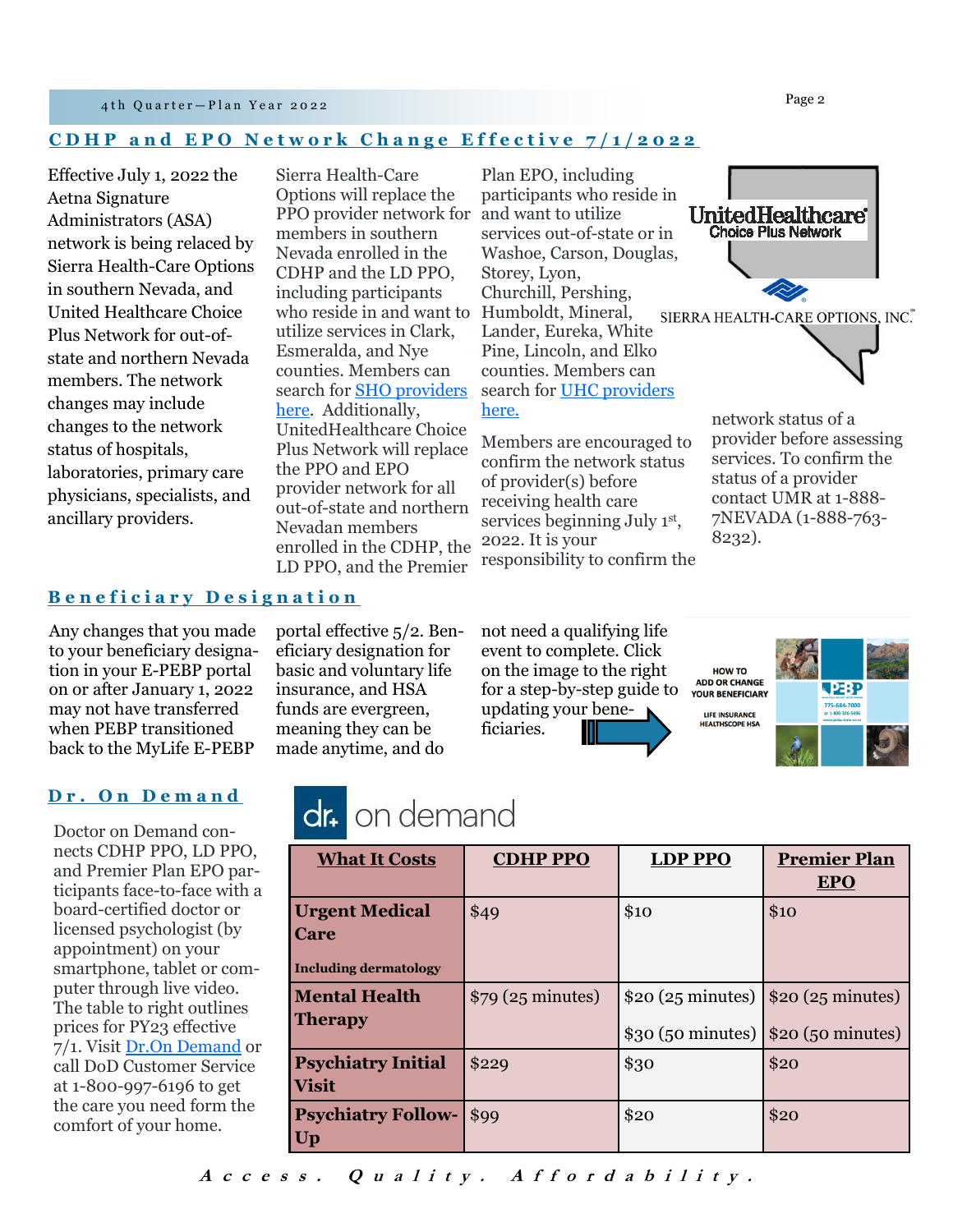## CDHP and EPO Network Change Effective 7/1/2022

Effective July 1, 2022 the Aetna Signature Administrators (ASA) network is being relaced by Sierra Health-Care Options in southern Nevada, and United Healthcare Choice Plus Network for out-of-state and northern Nevada members. The network changes may include changes to the network status of hospitals, laboratories, primary care physicians, specialists, and ancillary providers.

Sierra Health-Care Options will replace the PPO provider network for members in southern Nevada enrolled in the CDHP and the LD PPO, including participants who reside in and want to utilize services in Clark, Esmeralda, and Nye counties. Members can search for [SHO providers here](). Additionally, UnitedHealthcare Choice Plus Network will replace the PPO and EPO provider network for all out-of-state and northern Nevadan members enrolled in the CDHP, the LD PPO, and the Premier Plan EPO, including participants who reside in and want to utilize services out-of-state or in Washoe, Carson, Douglas, Storey, Lyon, Churchill, Pershing, Humboldt, Mineral, Lander, Eureka, White Pine, Lincoln, and Elko counties. Members can search for [UHC providers here.]()

Members are encouraged to confirm the network status of provider(s) before receiving health care services beginning July 1st, 2022. It is your responsibility to confirm the network status of a provider before assessing services. To confirm the status of a provider contact UMR at 1-888-7NEVADA (1-888-763-8232).

## Beneficiary Designation

Any changes that you made to your beneficiary designation in your E-PEBP portal on or after January 1, 2022 may not have transferred when PEBP transitioned back to the MyLife E-PEBP portal effective 5/2. Beneficiary designation for basic and voluntary life insurance, and HSA funds are evergreen, meaning they can be made anytime, and do not need a qualifying life event to complete. Click on the image to the right for a step-by-step guide to updating your beneficiaries.

## Dr. On Demand

Doctor on Demand connects CDHP PPO, LD PPO, and Premier Plan EPO participants face-to-face with a board-certified doctor or licensed psychologist (by appointment) on your smartphone, tablet or computer through live video. The table to right outlines prices for PY23 effective 7/1. Visit [Dr.On Demand]() or call DoD Customer Service at 1-800-997-6196 to get the care you need form the comfort of your home.

| What It Costs | CDHP PPO | LDP PPO | Premier Plan EPO |
|---|---|---|---|
| **Urgent Medical Care** <br> **Including dermatology** | $49 | $10 | $10 |
| **Mental Health Therapy** | $79 (25 minutes) | $20 (25 minutes) <br> $30 (50 minutes) | $20 (25 minutes) <br> $20 (50 minutes) |
| **Psychiatry Initial Visit** | $229 | $30 | $20 |
| **Psychiatry Follow-Up** | $99 | $20 | $20 |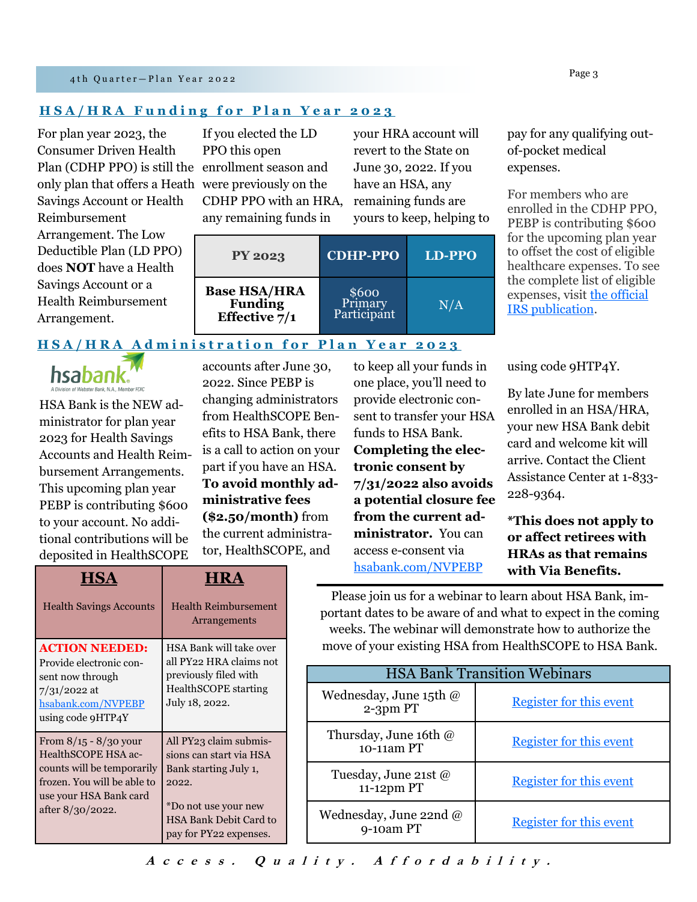## HSA/HRA Funding for Plan Year 2023

For plan year 2023, the Consumer Driven Health Plan (CDHP PPO) is still the only plan that offers a Heath Savings Account or Health Reimbursement Arrangement. The Low Deductible Plan (LD PPO) does **NOT** have a Health Savings Account or a Health Reimbursement Arrangement.

If you elected the LD PPO this open enrollment season and were previously on the CDHP PPO with an HRA, any remaining funds in your HRA account will revert to the State on June 30, 2022. If you have an HSA, any remaining funds are yours to keep, helping to pay for any qualifying out-of-pocket medical expenses.

| PY 2023 | CDHP-PPO | LD-PPO |
|---|---|---|
| **Base HSA/HRA Funding Effective 7/1** | $600 Primary Participant | N/A |

For members who are enrolled in the CDHP PPO, PEBP is contributing $600 for the upcoming plan year to offset the cost of eligible healthcare expenses. To see the complete list of eligible expenses, visit [the official IRS publication](the official IRS publication).

## HSA/HRA Administration for Plan Year 2023

hsabank. A Division of Webster Bank, N.A., Member FDIC

HSA Bank is the NEW administrator for plan year 2023 for Health Savings Accounts and Health Reimbursement Arrangements. This upcoming plan year PEBP is contributing $600 to your account. No additional contributions will be deposited in HealthSCOPE accounts after June 30, 2022. Since PEBP is changing administrators from HealthSCOPE Benefits to HSA Bank, there is a call to action on your part if you have an HSA. **To avoid monthly administrative fees ($2.50/month)** from the current administrator, HealthSCOPE, and to keep all your funds in one place, you'll need to provide electronic consent to transfer your HSA funds to HSA Bank. **Completing the electronic consent by 7/31/2022 also avoids a potential closure fee from the current administrator.** You can access e-consent via [hsabank.com/NVPEBP](hsabank.com/NVPEBP) using code 9HTP4Y.

By late June for members enrolled in an HSA/HRA, your new HSA Bank debit card and welcome kit will arrive. Contact the Client Assistance Center at 1-833-228-9364.

**\*This does not apply to or affect retirees with HRAs as that remains with Via Benefits.**

| **HSA** Health Savings Accounts | **HRA** Health Reimbursement Arrangements |
|---|---|
| **ACTION NEEDED:** Provide electronic consent now through 7/31/2022 at [hsabank.com/NVPEBP](hsabank.com/NVPEBP) using code 9HTP4Y | HSA Bank will take over all PY22 HRA claims not previously filed with HealthSCOPE starting July 18, 2022. |
| From 8/15 - 8/30 your HealthSCOPE HSA accounts will be temporarily frozen. You will be able to use your HSA Bank card after 8/30/2022. | All PY23 claim submissions can start via HSA Bank starting July 1, 2022. *Do not use your new HSA Bank Debit Card to pay for PY22 expenses. |

Please join us for a webinar to learn about HSA Bank, important dates to be aware of and what to expect in the coming weeks. The webinar will demonstrate how to authorize the move of your existing HSA from HealthSCOPE to HSA Bank.

| HSA Bank Transition Webinars | |
|---|---|
| Wednesday, June 15th @ 2-3pm PT | [Register for this event](Register for this event) |
| Thursday, June 16th @ 10-11am PT | [Register for this event](Register for this event) |
| Tuesday, June 21st @ 11-12pm PT | [Register for this event](Register for this event) |
| Wednesday, June 22nd @ 9-10am PT | [Register for this event](Register for this event) |

***Access. Quality. Affordability.***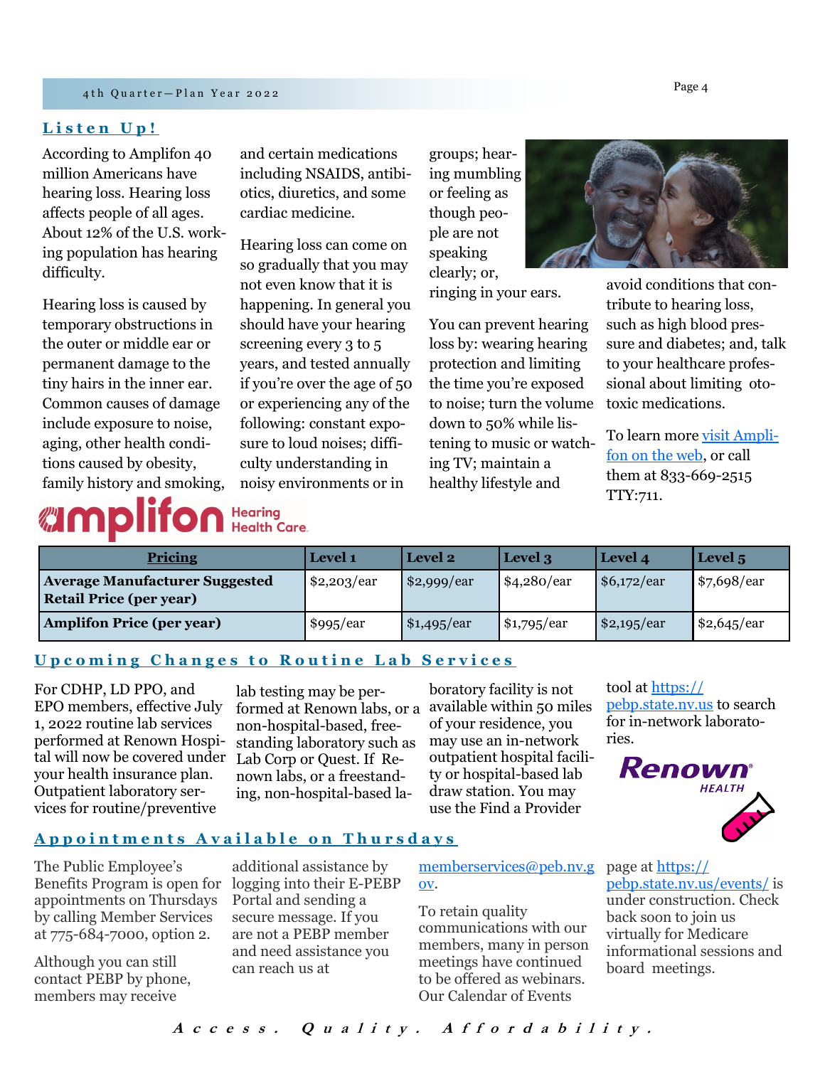## Listen Up!

According to Amplifon 40 million Americans have hearing loss. Hearing loss affects people of all ages. About 12% of the U.S. working population has hearing difficulty.

Hearing loss is caused by temporary obstructions in the outer or middle ear or permanent damage to the tiny hairs in the inner ear. Common causes of damage include exposure to noise, aging, other health conditions caused by obesity, family history and smoking, and certain medications including NSAIDS, antibiotics, diuretics, and some cardiac medicine.

Hearing loss can come on so gradually that you may not even know that it is happening. In general you should have your hearing screening every 3 to 5 years, and tested annually if you're over the age of 50 or experiencing any of the following: constant exposure to loud noises; difficulty understanding in noisy environments or in groups; hearing mumbling or feeling as though people are not speaking clearly; or, ringing in your ears.

You can prevent hearing loss by: wearing hearing protection and limiting the time you're exposed to noise; turn the volume down to 50% while listening to music or watching TV; maintain a healthy lifestyle and avoid conditions that contribute to hearing loss, such as high blood pressure and diabetes; and, talk to your healthcare professional about limiting ototoxic medications.

To learn more visit Amplifon on the web, or call them at 833-669-2515 TTY:711.

amplifon Hearing Health Care

| Pricing | Level 1 | Level 2 | Level 3 | Level 4 | Level 5 |
|---|---|---|---|---|---|
| **Average Manufacturer Suggested Retail Price (per year)** | $2,203/ear | $2,999/ear | $4,280/ear | $6,172/ear | $7,698/ear |
| **Amplifon Price (per year)** | $995/ear | $1,495/ear | $1,795/ear | $2,195/ear | $2,645/ear |

## Upcoming Changes to Routine Lab Services

For CDHP, LD PPO, and EPO members, effective July 1, 2022 routine lab services performed at Renown Hospital will now be covered under your health insurance plan. Outpatient laboratory services for routine/preventive lab testing may be performed at Renown labs, or a non-hospital-based, freestanding laboratory such as Lab Corp or Quest. If Renown labs, or a freestanding, non-hospital-based laboratory facility is not available within 50 miles of your residence, you may use an in-network outpatient hospital facility or hospital-based lab draw station. You may use the Find a Provider tool at https://pebp.state.nv.us to search for in-network laboratories.

Renown HEALTH

## Appointments Available on Thursdays

The Public Employee's Benefits Program is open for appointments on Thursdays by calling Member Services at 775-684-7000, option 2.

Although you can still contact PEBP by phone, members may receive additional assistance by logging into their E-PEBP Portal and sending a secure message. If you are not a PEBP member and need assistance you can reach us at memberservices@peb.nv.gov.

To retain quality communications with our members, many in person meetings have continued to be offered as webinars. Our Calendar of Events page at https://pebp.state.nv.us/events/ is under construction. Check back soon to join us virtually for Medicare informational sessions and board meetings.

*Access. Quality. Affordability.*